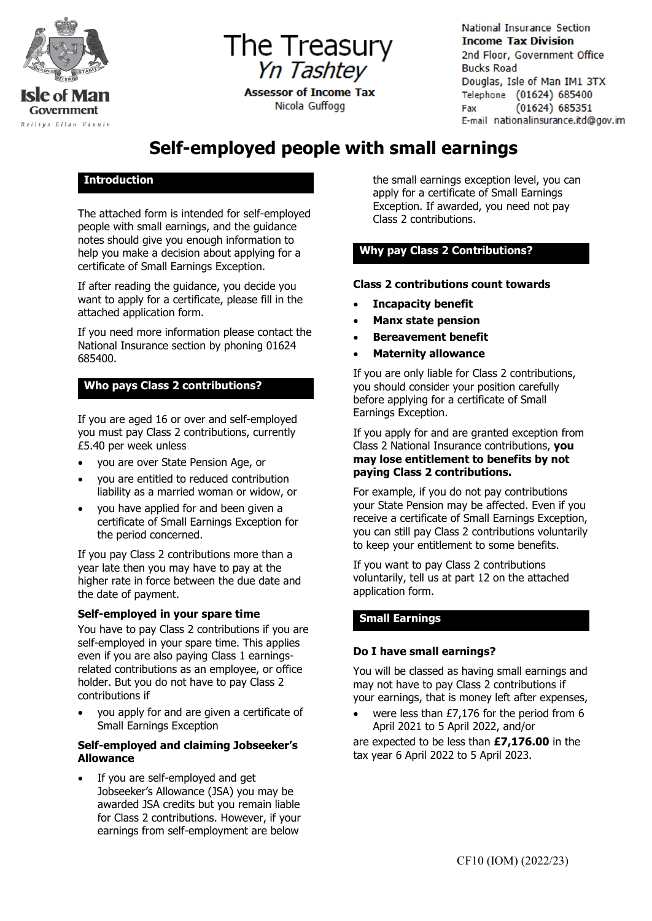The Treasury
*Yn Tashtey*

**Assessor of Income Tax**
Nicola Guffogg

National Insurance Section
**Income Tax Division**
2nd Floor, Government Office
Bucks Road
Douglas, Isle of Man IM1 3TX
Telephone (01624) 685400
Fax (01624) 685351
E-mail nationalinsurance.itd@gov.im

# Self-employed people with small earnings

## Introduction

The attached form is intended for self-employed people with small earnings, and the guidance notes should give you enough information to help you make a decision about applying for a certificate of Small Earnings Exception.

If after reading the guidance, you decide you want to apply for a certificate, please fill in the attached application form.

If you need more information please contact the National Insurance section by phoning 01624 685400.

## Who pays Class 2 contributions?

If you are aged 16 or over and self-employed you must pay Class 2 contributions, currently £5.40 per week unless

- you are over State Pension Age, or
- you are entitled to reduced contribution liability as a married woman or widow, or
- you have applied for and been given a certificate of Small Earnings Exception for the period concerned.

If you pay Class 2 contributions more than a year late then you may have to pay at the higher rate in force between the due date and the date of payment.

### Self-employed in your spare time

You have to pay Class 2 contributions if you are self-employed in your spare time. This applies even if you are also paying Class 1 earnings-related contributions as an employee, or office holder. But you do not have to pay Class 2 contributions if

- you apply for and are given a certificate of Small Earnings Exception

### Self-employed and claiming Jobseeker's Allowance

- If you are self-employed and get Jobseeker's Allowance (JSA) you may be awarded JSA credits but you remain liable for Class 2 contributions. However, if your earnings from self-employment are below the small earnings exception level, you can apply for a certificate of Small Earnings Exception. If awarded, you need not pay Class 2 contributions.

## Why pay Class 2 Contributions?

**Class 2 contributions count towards**

- **Incapacity benefit**
- **Manx state pension**
- **Bereavement benefit**
- **Maternity allowance**

If you are only liable for Class 2 contributions, you should consider your position carefully before applying for a certificate of Small Earnings Exception.

If you apply for and are granted exception from Class 2 National Insurance contributions, **you may lose entitlement to benefits by not paying Class 2 contributions.**

For example, if you do not pay contributions your State Pension may be affected. Even if you receive a certificate of Small Earnings Exception, you can still pay Class 2 contributions voluntarily to keep your entitlement to some benefits.

If you want to pay Class 2 contributions voluntarily, tell us at part 12 on the attached application form.

## Small Earnings

### Do I have small earnings?

You will be classed as having small earnings and may not have to pay Class 2 contributions if your earnings, that is money left after expenses,

- were less than £7,176 for the period from 6 April 2021 to 5 April 2022, and/or

are expected to be less than **£7,176.00** in the tax year 6 April 2022 to 5 April 2023.

CF10 (IOM) (2022/23)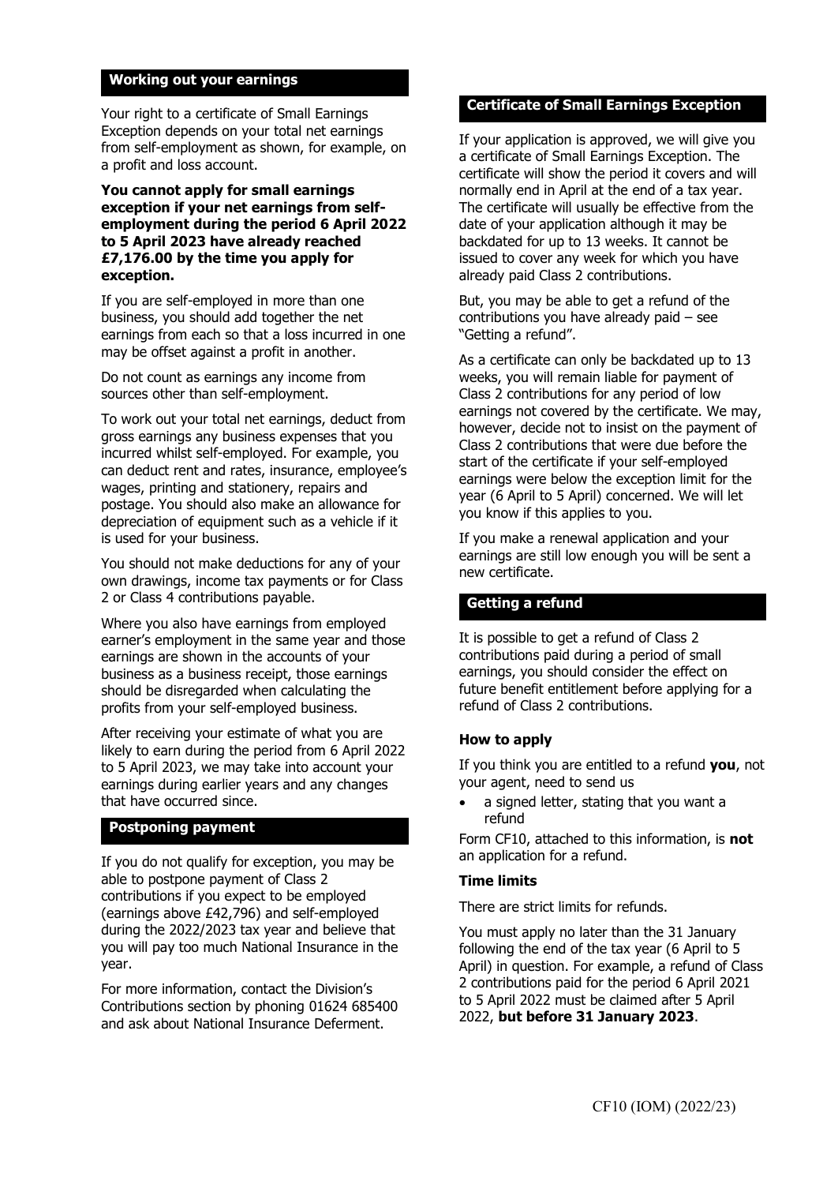## Working out your earnings

Your right to a certificate of Small Earnings Exception depends on your total net earnings from self-employment as shown, for example, on a profit and loss account.

**You cannot apply for small earnings exception if your net earnings from self-employment during the period 6 April 2022 to 5 April 2023 have already reached £7,176.00 by the time you apply for exception.**

If you are self-employed in more than one business, you should add together the net earnings from each so that a loss incurred in one may be offset against a profit in another.

Do not count as earnings any income from sources other than self-employment.

To work out your total net earnings, deduct from gross earnings any business expenses that you incurred whilst self-employed. For example, you can deduct rent and rates, insurance, employee's wages, printing and stationery, repairs and postage. You should also make an allowance for depreciation of equipment such as a vehicle if it is used for your business.

You should not make deductions for any of your own drawings, income tax payments or for Class 2 or Class 4 contributions payable.

Where you also have earnings from employed earner's employment in the same year and those earnings are shown in the accounts of your business as a business receipt, those earnings should be disregarded when calculating the profits from your self-employed business.

After receiving your estimate of what you are likely to earn during the period from 6 April 2022 to 5 April 2023, we may take into account your earnings during earlier years and any changes that have occurred since.

## Postponing payment

If you do not qualify for exception, you may be able to postpone payment of Class 2 contributions if you expect to be employed (earnings above £42,796) and self-employed during the 2022/2023 tax year and believe that you will pay too much National Insurance in the year.

For more information, contact the Division's Contributions section by phoning 01624 685400 and ask about National Insurance Deferment.

## Certificate of Small Earnings Exception

If your application is approved, we will give you a certificate of Small Earnings Exception. The certificate will show the period it covers and will normally end in April at the end of a tax year. The certificate will usually be effective from the date of your application although it may be backdated for up to 13 weeks. It cannot be issued to cover any week for which you have already paid Class 2 contributions.

But, you may be able to get a refund of the contributions you have already paid – see "Getting a refund".

As a certificate can only be backdated up to 13 weeks, you will remain liable for payment of Class 2 contributions for any period of low earnings not covered by the certificate. We may, however, decide not to insist on the payment of Class 2 contributions that were due before the start of the certificate if your self-employed earnings were below the exception limit for the year (6 April to 5 April) concerned. We will let you know if this applies to you.

If you make a renewal application and your earnings are still low enough you will be sent a new certificate.

## Getting a refund

It is possible to get a refund of Class 2 contributions paid during a period of small earnings, you should consider the effect on future benefit entitlement before applying for a refund of Class 2 contributions.

### How to apply

If you think you are entitled to a refund **you**, not your agent, need to send us

- a signed letter, stating that you want a refund

Form CF10, attached to this information, is **not** an application for a refund.

### Time limits

There are strict limits for refunds.

You must apply no later than the 31 January following the end of the tax year (6 April to 5 April) in question. For example, a refund of Class 2 contributions paid for the period 6 April 2021 to 5 April 2022 must be claimed after 5 April 2022, **but before 31 January 2023**.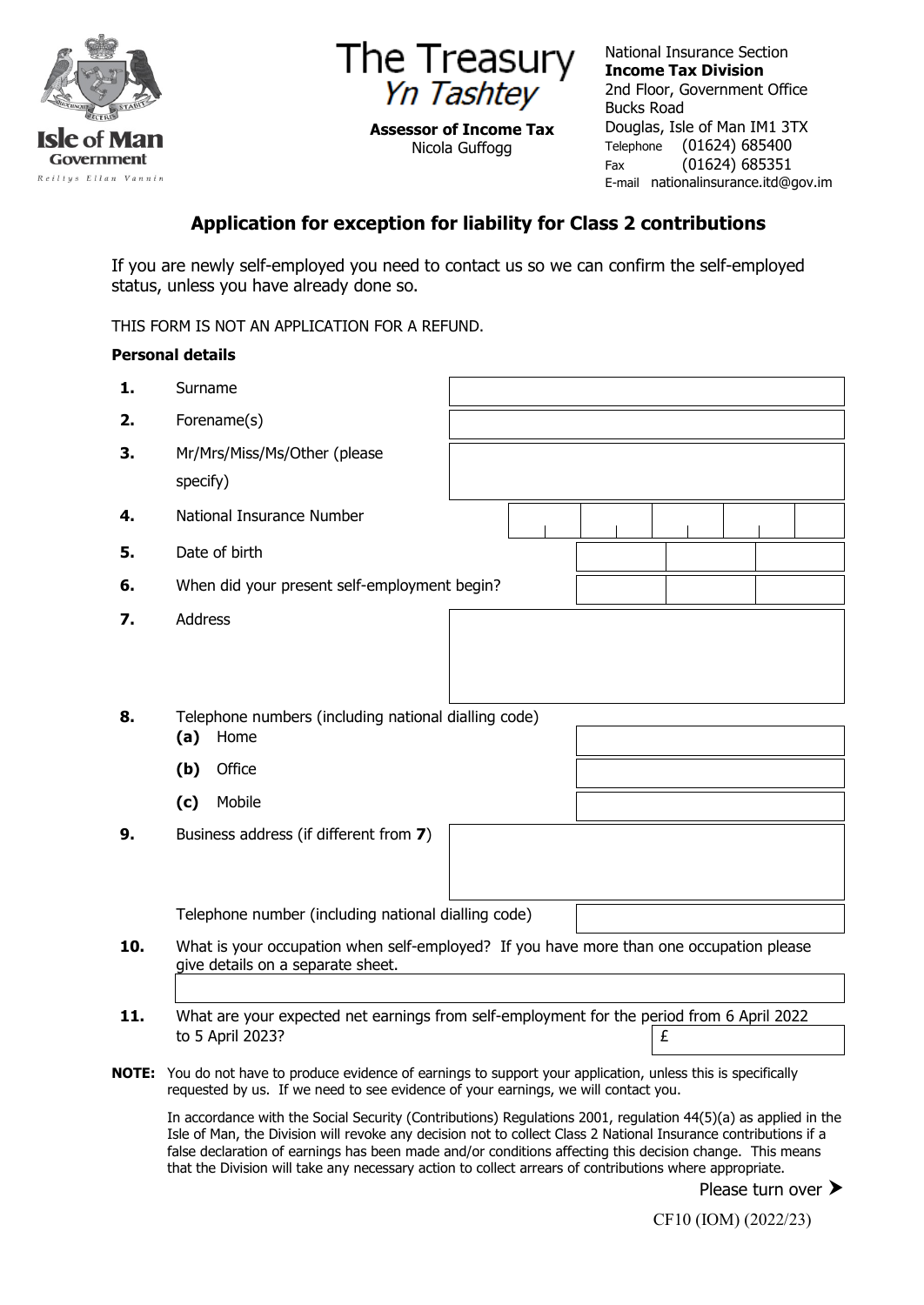The Treasury
*Yn Tashtey*

**Assessor of Income Tax**
Nicola Guffogg

National Insurance Section
**Income Tax Division**
2nd Floor, Government Office
Bucks Road
Douglas, Isle of Man IM1 3TX
Telephone (01624) 685400
Fax (01624) 685351
E-mail nationalinsurance.itd@gov.im

## Application for exception for liability for Class 2 contributions

If you are newly self-employed you need to contact us so we can confirm the self-employed status, unless you have already done so.

THIS FORM IS NOT AN APPLICATION FOR A REFUND.

**Personal details**

**1.** Surname

**2.** Forename(s)

**3.** Mr/Mrs/Miss/Ms/Other (please specify)

**4.** National Insurance Number

**5.** Date of birth

**6.** When did your present self-employment begin?

**7.** Address

**8.** Telephone numbers (including national dialling code)

- **(a)** Home
- **(b)** Office
- **(c)** Mobile

**9.** Business address (if different from **7**)

Telephone number (including national dialling code)

**10.** What is your occupation when self-employed? If you have more than one occupation please give details on a separate sheet.

**11.** What are your expected net earnings from self-employment for the period from 6 April 2022 to 5 April 2023? £

**NOTE:** You do not have to produce evidence of earnings to support your application, unless this is specifically requested by us. If we need to see evidence of your earnings, we will contact you.

In accordance with the Social Security (Contributions) Regulations 2001, regulation 44(5)(a) as applied in the Isle of Man, the Division will revoke any decision not to collect Class 2 National Insurance contributions if a false declaration of earnings has been made and/or conditions affecting this decision change. This means that the Division will take any necessary action to collect arrears of contributions where appropriate.

Please turn over ➤

CF10 (IOM) (2022/23)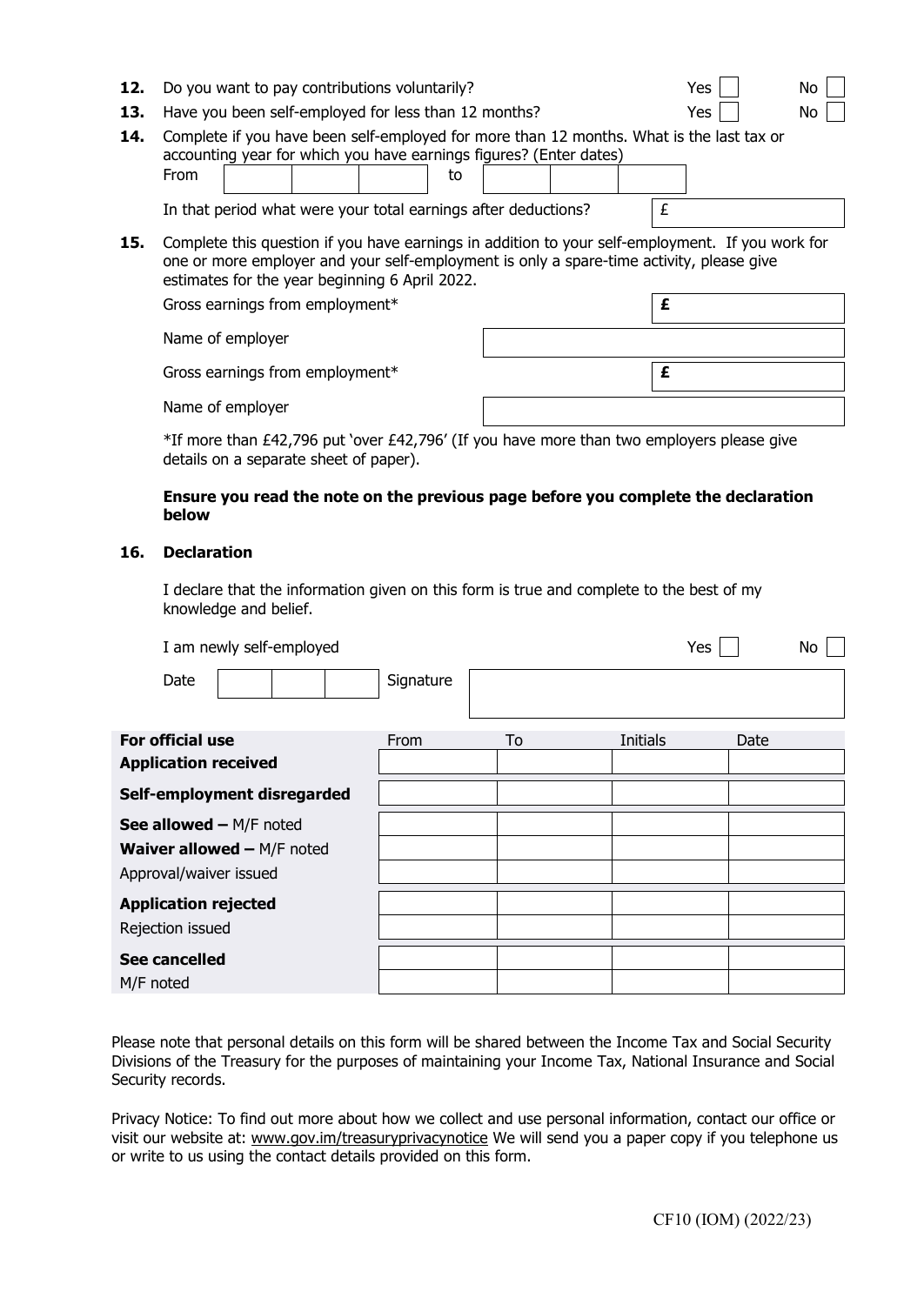**12.** Do you want to pay contributions voluntarily? Yes ☐ No ☐

**13.** Have you been self-employed for less than 12 months? Yes ☐ No ☐

**14.** Complete if you have been self-employed for more than 12 months. What is the last tax or accounting year for which you have earnings figures? (Enter dates)

From ☐☐☐ to ☐☐☐

In that period what were your total earnings after deductions? £

**15.** Complete this question if you have earnings in addition to your self-employment. If you work for one or more employer and your self-employment is only a spare-time activity, please give estimates for the year beginning 6 April 2022.

Gross earnings from employment* **£**

Name of employer

Gross earnings from employment* **£**

Name of employer

*If more than £42,796 put 'over £42,796' (If you have more than two employers please give details on a separate sheet of paper).

**Ensure you read the note on the previous page before you complete the declaration below**

**16. Declaration**

I declare that the information given on this form is true and complete to the best of my knowledge and belief.

I am newly self-employed Yes ☐ No ☐

Date ☐☐☐ Signature

| **For official use** | From | To | Initials | Date |
|---|---|---|---|---|
| **Application received** | | | | |
| **Self-employment disregarded** | | | | |
| **See allowed –** M/F noted | | | | |
| **Waiver allowed –** M/F noted | | | | |
| Approval/waiver issued | | | | |
| **Application rejected** | | | | |
| Rejection issued | | | | |
| **See cancelled** | | | | |
| M/F noted | | | | |

Please note that personal details on this form will be shared between the Income Tax and Social Security Divisions of the Treasury for the purposes of maintaining your Income Tax, National Insurance and Social Security records.

Privacy Notice: To find out more about how we collect and use personal information, contact our office or visit our website at: www.gov.im/treasuryprivacynotice We will send you a paper copy if you telephone us or write to us using the contact details provided on this form.

CF10 (IOM) (2022/23)